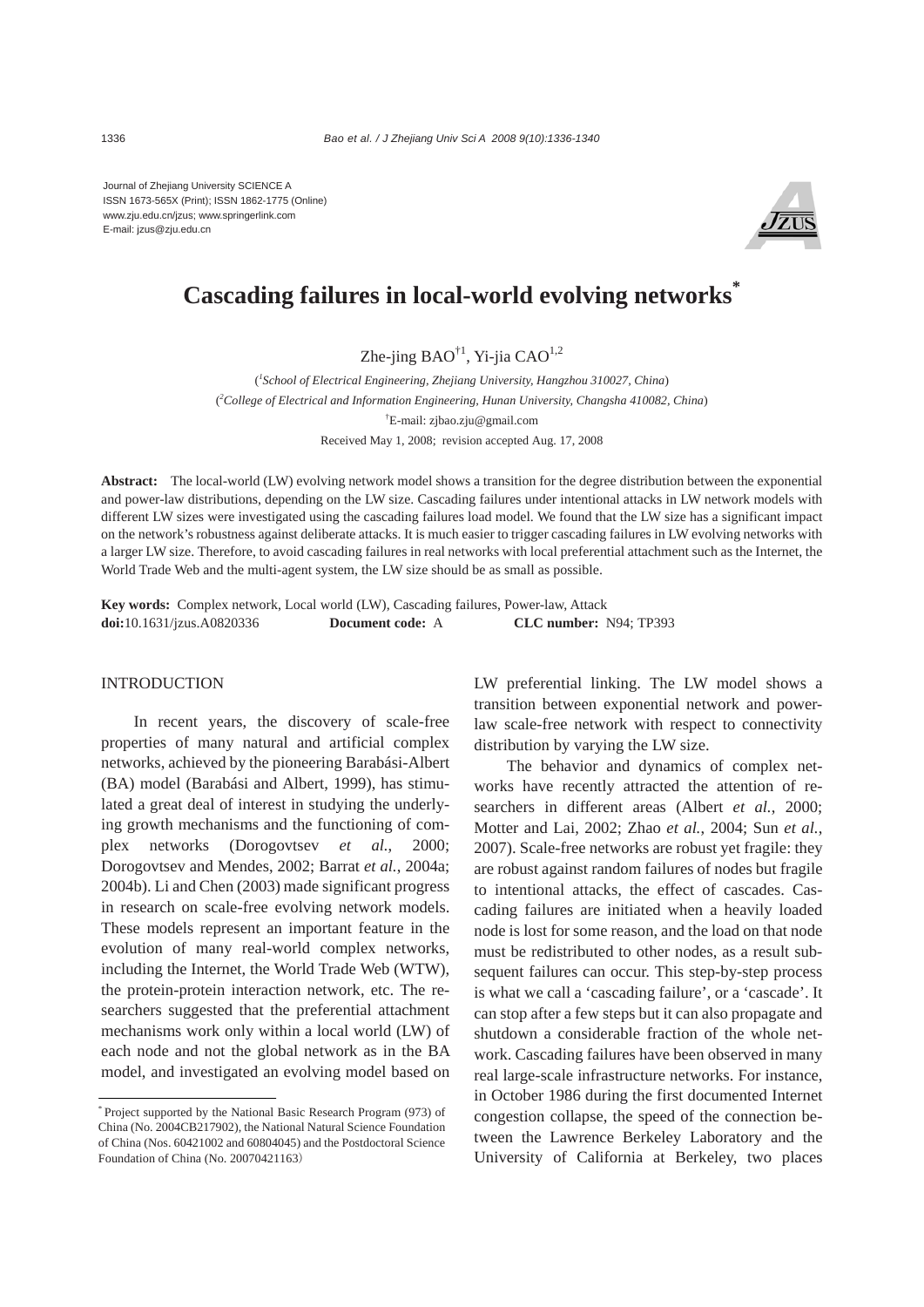Journal of Zhejiang University SCIENCE A
ISSN 1673-565X (Print); ISSN 1862-1775 (Online)
www.zju.edu.cn/jzus; www.springerlink.com
E-mail: jzus@zju.edu.cn

# Cascading failures in local-world evolving networks*

Zhe-jing BAO[†1], Yi-jia CAO[1,2]

([1]*School of Electrical Engineering, Zhejiang University, Hangzhou 310027, China*)
([2]*College of Electrical and Information Engineering, Hunan University, Changsha 410082, China*)
[†]E-mail: zjbao.zju@gmail.com
Received May 1, 2008; revision accepted Aug. 17, 2008

**Abstract:** The local-world (LW) evolving network model shows a transition for the degree distribution between the exponential and power-law distributions, depending on the LW size. Cascading failures under intentional attacks in LW network models with different LW sizes were investigated using the cascading failures load model. We found that the LW size has a significant impact on the network's robustness against deliberate attacks. It is much easier to trigger cascading failures in LW evolving networks with a larger LW size. Therefore, to avoid cascading failures in real networks with local preferential attachment such as the Internet, the World Trade Web and the multi-agent system, the LW size should be as small as possible.

**Key words:** Complex network, Local world (LW), Cascading failures, Power-law, Attack
**doi:**10.1631/jzus.A0820336 **Document code:** A **CLC number:** N94; TP393

## INTRODUCTION

In recent years, the discovery of scale-free properties of many natural and artificial complex networks, achieved by the pioneering Barabási-Albert (BA) model (Barabási and Albert, 1999), has stimulated a great deal of interest in studying the underlying growth mechanisms and the functioning of complex networks (Dorogovtsev *et al.*, 2000; Dorogovtsev and Mendes, 2002; Barrat *et al.*, 2004a; 2004b). Li and Chen (2003) made significant progress in research on scale-free evolving network models. These models represent an important feature in the evolution of many real-world complex networks, including the Internet, the World Trade Web (WTW), the protein-protein interaction network, etc. The researchers suggested that the preferential attachment mechanisms work only within a local world (LW) of each node and not the global network as in the BA model, and investigated an evolving model based on LW preferential linking. The LW model shows a transition between exponential network and power-law scale-free network with respect to connectivity distribution by varying the LW size.

The behavior and dynamics of complex networks have recently attracted the attention of researchers in different areas (Albert *et al.*, 2000; Motter and Lai, 2002; Zhao *et al.*, 2004; Sun *et al.*, 2007). Scale-free networks are robust yet fragile: they are robust against random failures of nodes but fragile to intentional attacks, the effect of cascades. Cascading failures are initiated when a heavily loaded node is lost for some reason, and the load on that node must be redistributed to other nodes, as a result subsequent failures can occur. This step-by-step process is what we call a 'cascading failure', or a 'cascade'. It can stop after a few steps but it can also propagate and shutdown a considerable fraction of the whole network. Cascading failures have been observed in many real large-scale infrastructure networks. For instance, in October 1986 during the first documented Internet congestion collapse, the speed of the connection between the Lawrence Berkeley Laboratory and the University of California at Berkeley, two places

---

* Project supported by the National Basic Research Program (973) of China (No. 2004CB217902), the National Natural Science Foundation of China (Nos. 60421002 and 60804045) and the Postdoctoral Science Foundation of China (No. 20070421163)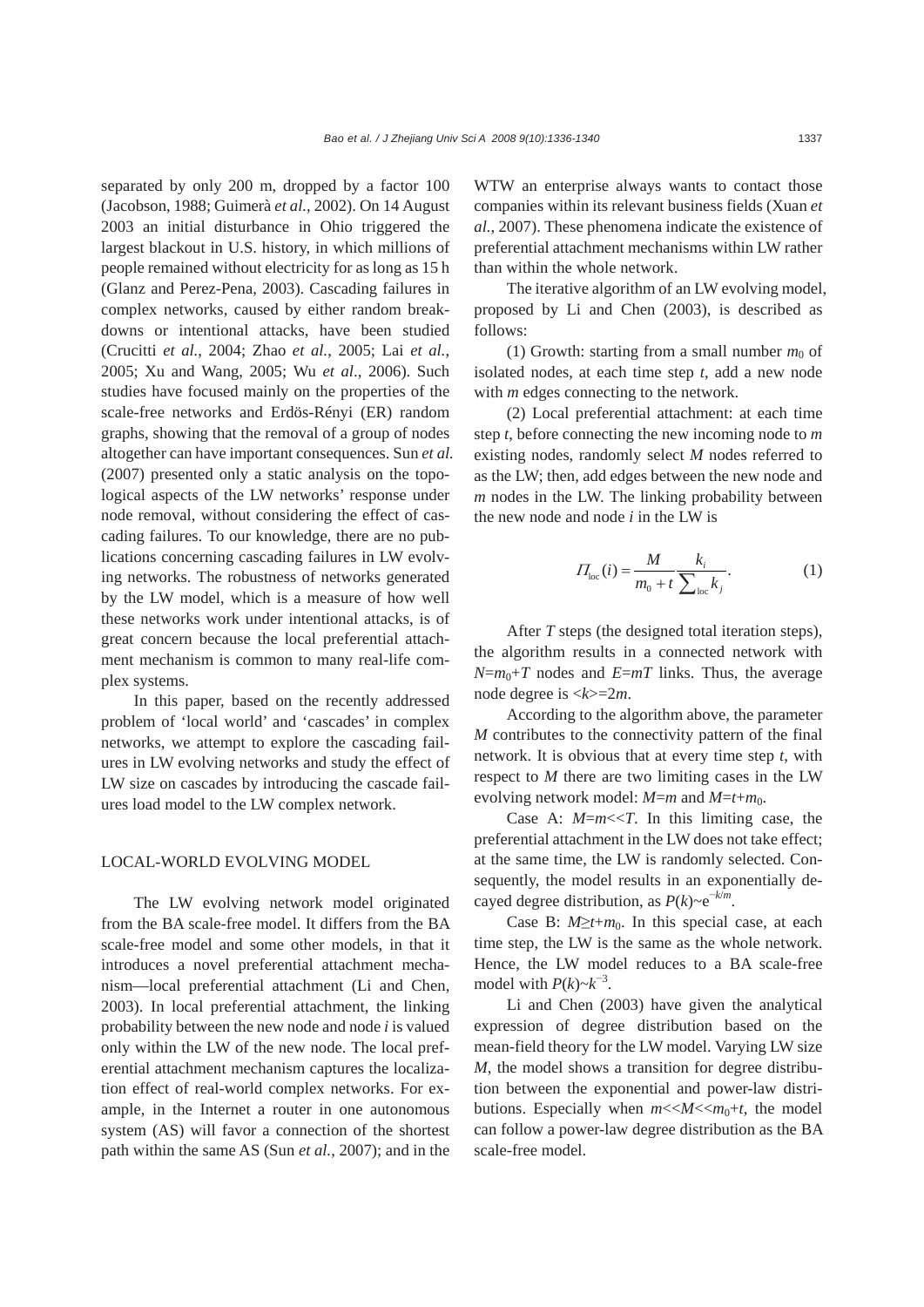separated by only 200 m, dropped by a factor 100 (Jacobson, 1988; Guimerà *et al.*, 2002). On 14 August 2003 an initial disturbance in Ohio triggered the largest blackout in U.S. history, in which millions of people remained without electricity for as long as 15 h (Glanz and Perez-Pena, 2003). Cascading failures in complex networks, caused by either random breakdowns or intentional attacks, have been studied (Crucitti *et al.*, 2004; Zhao *et al.*, 2005; Lai *et al.*, 2005; Xu and Wang, 2005; Wu *et al*., 2006). Such studies have focused mainly on the properties of the scale-free networks and Erdös-Rényi (ER) random graphs, showing that the removal of a group of nodes altogether can have important consequences. Sun *et al.* (2007) presented only a static analysis on the topological aspects of the LW networks' response under node removal, without considering the effect of cascading failures. To our knowledge, there are no publications concerning cascading failures in LW evolving networks. The robustness of networks generated by the LW model, which is a measure of how well these networks work under intentional attacks, is of great concern because the local preferential attachment mechanism is common to many real-life complex systems.

In this paper, based on the recently addressed problem of 'local world' and 'cascades' in complex networks, we attempt to explore the cascading failures in LW evolving networks and study the effect of LW size on cascades by introducing the cascade failures load model to the LW complex network.

## LOCAL-WORLD EVOLVING MODEL

The LW evolving network model originated from the BA scale-free model. It differs from the BA scale-free model and some other models, in that it introduces a novel preferential attachment mechanism—local preferential attachment (Li and Chen, 2003). In local preferential attachment, the linking probability between the new node and node *i* is valued only within the LW of the new node. The local preferential attachment mechanism captures the localization effect of real-world complex networks. For example, in the Internet a router in one autonomous system (AS) will favor a connection of the shortest path within the same AS (Sun *et al.*, 2007); and in the WTW an enterprise always wants to contact those companies within its relevant business fields (Xuan *et al.*, 2007). These phenomena indicate the existence of preferential attachment mechanisms within LW rather than within the whole network.

The iterative algorithm of an LW evolving model, proposed by Li and Chen (2003), is described as follows:

(1) Growth: starting from a small number $m_0$ of isolated nodes, at each time step $t$, add a new node with $m$ edges connecting to the network.

(2) Local preferential attachment: at each time step $t$, before connecting the new incoming node to $m$ existing nodes, randomly select $M$ nodes referred to as the LW; then, add edges between the new node and $m$ nodes in the LW. The linking probability between the new node and node $i$ in the LW is

$$\Pi_{\text{loc}}(i) = \frac{M}{m_0 + t} \frac{k_i}{\sum_{\text{loc}} k_j}. \tag{1}$$

After $T$ steps (the designed total iteration steps), the algorithm results in a connected network with $N=m_0+T$ nodes and $E=mT$ links. Thus, the average node degree is $\langle k \rangle = 2m$.

According to the algorithm above, the parameter $M$ contributes to the connectivity pattern of the final network. It is obvious that at every time step $t$, with respect to $M$ there are two limiting cases in the LW evolving network model: $M=m$ and $M=t+m_0$.

Case A: $M=m<<T$. In this limiting case, the preferential attachment in the LW does not take effect; at the same time, the LW is randomly selected. Consequently, the model results in an exponentially decayed degree distribution, as $P(k) \sim e^{-k/m}$.

Case B: $M \geq t+m_0$. In this special case, at each time step, the LW is the same as the whole network. Hence, the LW model reduces to a BA scale-free model with $P(k) \sim k^{-3}$.

Li and Chen (2003) have given the analytical expression of degree distribution based on the mean-field theory for the LW model. Varying LW size $M$, the model shows a transition for degree distribution between the exponential and power-law distributions. Especially when $m<<M<<m_0+t$, the model can follow a power-law degree distribution as the BA scale-free model.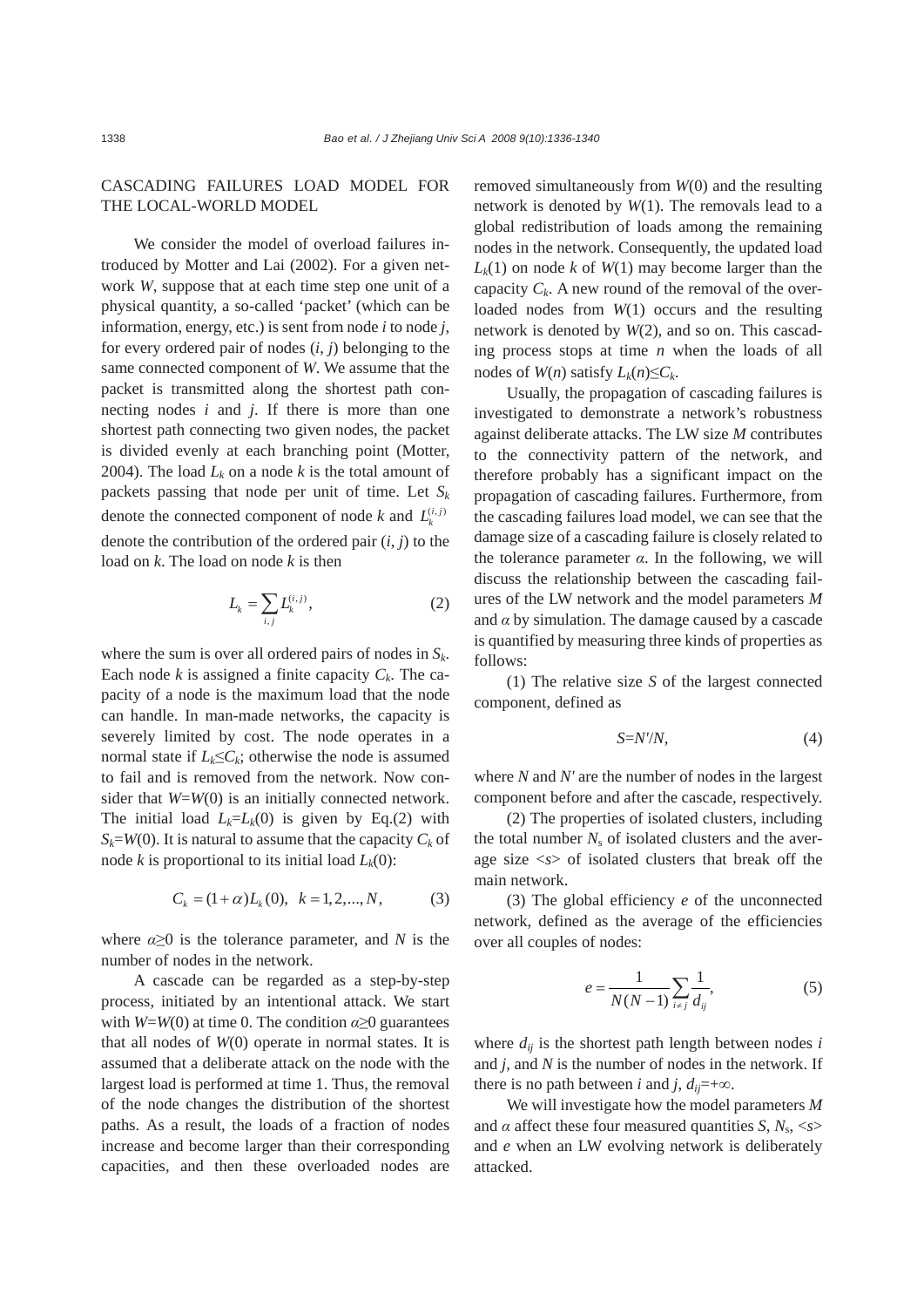## CASCADING FAILURES LOAD MODEL FOR THE LOCAL-WORLD MODEL

We consider the model of overload failures introduced by Motter and Lai (2002). For a given network $W$, suppose that at each time step one unit of a physical quantity, a so-called 'packet' (which can be information, energy, etc.) is sent from node $i$ to node $j$, for every ordered pair of nodes $(i, j)$ belonging to the same connected component of $W$. We assume that the packet is transmitted along the shortest path connecting nodes $i$ and $j$. If there is more than one shortest path connecting two given nodes, the packet is divided evenly at each branching point (Motter, 2004). The load $L_k$ on a node $k$ is the total amount of packets passing that node per unit of time. Let $S_k$ denote the connected component of node $k$ and $L_k^{(i,j)}$ denote the contribution of the ordered pair $(i, j)$ to the load on $k$. The load on node $k$ is then

$$L_k = \sum_{i,j} L_k^{(i,j)}, \tag{2}$$

where the sum is over all ordered pairs of nodes in $S_k$. Each node $k$ is assigned a finite capacity $C_k$. The capacity of a node is the maximum load that the node can handle. In man-made networks, the capacity is severely limited by cost. The node operates in a normal state if $L_k \le C_k$; otherwise the node is assumed to fail and is removed from the network. Now consider that $W=W(0)$ is an initially connected network. The initial load $L_k=L_k(0)$ is given by Eq.(2) with $S_k=W(0)$. It is natural to assume that the capacity $C_k$ of node $k$ is proportional to its initial load $L_k(0)$:

$$C_k = (1+\alpha)L_k(0), \quad k = 1, 2, ..., N, \tag{3}$$

where $\alpha \ge 0$ is the tolerance parameter, and $N$ is the number of nodes in the network.

A cascade can be regarded as a step-by-step process, initiated by an intentional attack. We start with $W=W(0)$ at time 0. The condition $\alpha \ge 0$ guarantees that all nodes of $W(0)$ operate in normal states. It is assumed that a deliberate attack on the node with the largest load is performed at time 1. Thus, the removal of the node changes the distribution of the shortest paths. As a result, the loads of a fraction of nodes increase and become larger than their corresponding capacities, and then these overloaded nodes are removed simultaneously from $W(0)$ and the resulting network is denoted by $W(1)$. The removals lead to a global redistribution of loads among the remaining nodes in the network. Consequently, the updated load $L_k(1)$ on node $k$ of $W(1)$ may become larger than the capacity $C_k$. A new round of the removal of the overloaded nodes from $W(1)$ occurs and the resulting network is denoted by $W(2)$, and so on. This cascading process stops at time $n$ when the loads of all nodes of $W(n)$ satisfy $L_k(n) \le C_k$.

Usually, the propagation of cascading failures is investigated to demonstrate a network's robustness against deliberate attacks. The LW size $M$ contributes to the connectivity pattern of the network, and therefore probably has a significant impact on the propagation of cascading failures. Furthermore, from the cascading failures load model, we can see that the damage size of a cascading failure is closely related to the tolerance parameter $\alpha$. In the following, we will discuss the relationship between the cascading failures of the LW network and the model parameters $M$ and $\alpha$ by simulation. The damage caused by a cascade is quantified by measuring three kinds of properties as follows:

(1) The relative size $S$ of the largest connected component, defined as

$$S = N'/N, \tag{4}$$

where $N$ and $N'$ are the number of nodes in the largest component before and after the cascade, respectively.

(2) The properties of isolated clusters, including the total number $N_s$ of isolated clusters and the average size $\langle s \rangle$ of isolated clusters that break off the main network.

(3) The global efficiency $e$ of the unconnected network, defined as the average of the efficiencies over all couples of nodes:

$$e = \frac{1}{N(N-1)} \sum_{i \ne j} \frac{1}{d_{ij}}, \tag{5}$$

where $d_{ij}$ is the shortest path length between nodes $i$ and $j$, and $N$ is the number of nodes in the network. If there is no path between $i$ and $j$, $d_{ij}=+\infty$.

We will investigate how the model parameters $M$ and $\alpha$ affect these four measured quantities $S$, $N_s$, $\langle s \rangle$ and $e$ when an LW evolving network is deliberately attacked.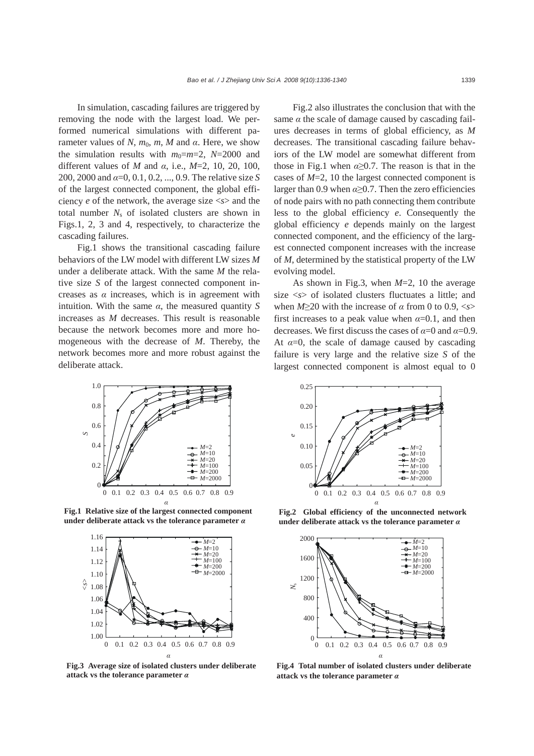In simulation, cascading failures are triggered by removing the node with the largest load. We performed numerical simulations with different parameter values of $N$, $m_0$, $m$, $M$ and $\alpha$. Here, we show the simulation results with $m_0=m=2$, $N=2000$ and different values of $M$ and $\alpha$, i.e., $M=2$, 10, 20, 100, 200, 2000 and $\alpha=0$, 0.1, 0.2, ..., 0.9. The relative size $S$ of the largest connected component, the global efficiency $e$ of the network, the average size $<s>$ and the total number $N_s$ of isolated clusters are shown in Figs.1, 2, 3 and 4, respectively, to characterize the cascading failures.

Fig.1 shows the transitional cascading failure behaviors of the LW model with different LW sizes $M$ under a deliberate attack. With the same $M$ the relative size $S$ of the largest connected component increases as $\alpha$ increases, which is in agreement with intuition. With the same $\alpha$, the measured quantity $S$ increases as $M$ decreases. This result is reasonable because the network becomes more and more homogeneous with the decrease of $M$. Thereby, the network becomes more and more robust against the deliberate attack.

**Fig.1 Relative size of the largest connected component under deliberate attack vs the tolerance parameter $\alpha$**

**Fig.3 Average size of isolated clusters under deliberate attack vs the tolerance parameter $\alpha$**

Fig.2 also illustrates the conclusion that with the same $\alpha$ the scale of damage caused by cascading failures decreases in terms of global efficiency, as $M$ decreases. The transitional cascading failure behaviors of the LW model are somewhat different from those in Fig.1 when $\alpha\geq0.7$. The reason is that in the cases of $M=2$, 10 the largest connected component is larger than 0.9 when $\alpha\geq0.7$. Then the zero efficiencies of node pairs with no path connecting them contribute less to the global efficiency $e$. Consequently the global efficiency $e$ depends mainly on the largest connected component, and the efficiency of the largest connected component increases with the increase of $M$, determined by the statistical property of the LW evolving model.

As shown in Fig.3, when $M=2$, 10 the average size $<s>$ of isolated clusters fluctuates a little; and when $M\geq20$ with the increase of $\alpha$ from 0 to 0.9, $<s>$ first increases to a peak value when $\alpha=0.1$, and then decreases. We first discuss the cases of $\alpha=0$ and $\alpha=0.9$. At $\alpha=0$, the scale of damage caused by cascading failure is very large and the relative size $S$ of the largest connected component is almost equal to 0

**Fig.2 Global efficiency of the unconnected network under deliberate attack vs the tolerance parameter $\alpha$**

**Fig.4 Total number of isolated clusters under deliberate attack vs the tolerance parameter $\alpha$**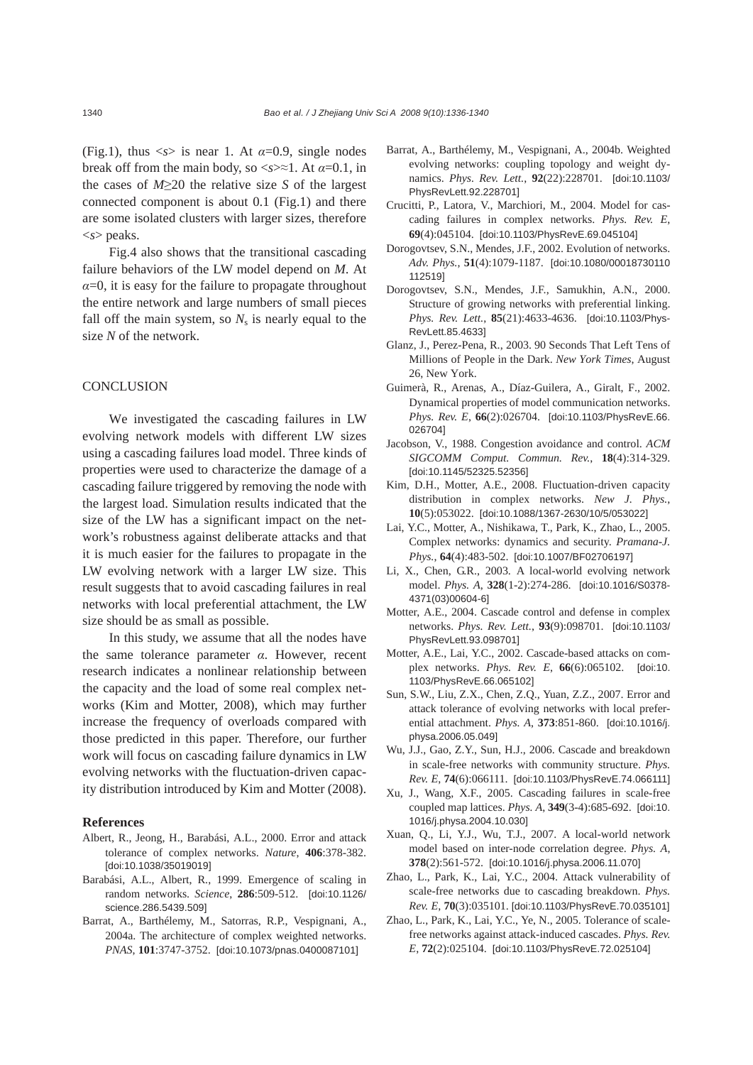(Fig.1), thus $<s>$ is near 1. At $\alpha$=0.9, single nodes break off from the main body, so $<s>\approx 1$. At $\alpha$=0.1, in the cases of $M\geq 20$ the relative size $S$ of the largest connected component is about 0.1 (Fig.1) and there are some isolated clusters with larger sizes, therefore $<s>$ peaks.

Fig.4 also shows that the transitional cascading failure behaviors of the LW model depend on $M$. At $\alpha$=0, it is easy for the failure to propagate throughout the entire network and large numbers of small pieces fall off the main system, so $N_s$ is nearly equal to the size $N$ of the network.

## CONCLUSION

We investigated the cascading failures in LW evolving network models with different LW sizes using a cascading failures load model. Three kinds of properties were used to characterize the damage of a cascading failure triggered by removing the node with the largest load. Simulation results indicated that the size of the LW has a significant impact on the network's robustness against deliberate attacks and that it is much easier for the failures to propagate in the LW evolving network with a larger LW size. This result suggests that to avoid cascading failures in real networks with local preferential attachment, the LW size should be as small as possible.

In this study, we assume that all the nodes have the same tolerance parameter $\alpha$. However, recent research indicates a nonlinear relationship between the capacity and the load of some real complex networks (Kim and Motter, 2008), which may further increase the frequency of overloads compared with those predicted in this paper. Therefore, our further work will focus on cascading failure dynamics in LW evolving networks with the fluctuation-driven capacity distribution introduced by Kim and Motter (2008).

### References

Albert, R., Jeong, H., Barabási, A.L., 2000. Error and attack tolerance of complex networks. *Nature*, **406**:378-382. [doi:10.1038/35019019]

Barabási, A.L., Albert, R., 1999. Emergence of scaling in random networks. *Science*, **286**:509-512. [doi:10.1126/science.286.5439.509]

Barrat, A., Barthélemy, M., Satorras, R.P., Vespignani, A., 2004a. The architecture of complex weighted networks. *PNAS*, **101**:3747-3752. [doi:10.1073/pnas.0400087101]

Barrat, A., Barthélemy, M., Vespignani, A., 2004b. Weighted evolving networks: coupling topology and weight dynamics. *Phys. Rev. Lett.*, **92**(22):228701. [doi:10.1103/PhysRevLett.92.228701]

Crucitti, P., Latora, V., Marchiori, M., 2004. Model for cascading failures in complex networks. *Phys. Rev. E*, **69**(4):045104. [doi:10.1103/PhysRevE.69.045104]

Dorogovtsev, S.N., Mendes, J.F., 2002. Evolution of networks. *Adv. Phys.*, **51**(4):1079-1187. [doi:10.1080/00018730110112519]

Dorogovtsev, S.N., Mendes, J.F., Samukhin, A.N., 2000. Structure of growing networks with preferential linking. *Phys. Rev. Lett.*, **85**(21):4633-4636. [doi:10.1103/PhysRevLett.85.4633]

Glanz, J., Perez-Pena, R., 2003. 90 Seconds That Left Tens of Millions of People in the Dark. *New York Times*, August 26, New York.

Guimerà, R., Arenas, A., Díaz-Guilera, A., Giralt, F., 2002. Dynamical properties of model communication networks. *Phys. Rev. E*, **66**(2):026704. [doi:10.1103/PhysRevE.66.026704]

Jacobson, V., 1988. Congestion avoidance and control. *ACM SIGCOMM Comput. Commun. Rev.*, **18**(4):314-329. [doi:10.1145/52325.52356]

Kim, D.H., Motter, A.E., 2008. Fluctuation-driven capacity distribution in complex networks. *New J. Phys.*, **10**(5):053022. [doi:10.1088/1367-2630/10/5/053022]

Lai, Y.C., Motter, A., Nishikawa, T., Park, K., Zhao, L., 2005. Complex networks: dynamics and security. *Pramana-J. Phys.*, **64**(4):483-502. [doi:10.1007/BF02706197]

Li, X., Chen, G.R., 2003. A local-world evolving network model. *Phys. A*, **328**(1-2):274-286. [doi:10.1016/S0378-4371(03)00604-6]

Motter, A.E., 2004. Cascade control and defense in complex networks. *Phys. Rev. Lett.*, **93**(9):098701. [doi:10.1103/PhysRevLett.93.098701]

Motter, A.E., Lai, Y.C., 2002. Cascade-based attacks on complex networks. *Phys. Rev. E*, **66**(6):065102. [doi:10.1103/PhysRevE.66.065102]

Sun, S.W., Liu, Z.X., Chen, Z.Q., Yuan, Z.Z., 2007. Error and attack tolerance of evolving networks with local preferential attachment. *Phys. A*, **373**:851-860. [doi:10.1016/j.physa.2006.05.049]

Wu, J.J., Gao, Z.Y., Sun, H.J., 2006. Cascade and breakdown in scale-free networks with community structure. *Phys. Rev. E*, **74**(6):066111. [doi:10.1103/PhysRevE.74.066111]

Xu, J., Wang, X.F., 2005. Cascading failures in scale-free coupled map lattices. *Phys. A*, **349**(3-4):685-692. [doi:10.1016/j.physa.2004.10.030]

Xuan, Q., Li, Y.J., Wu, T.J., 2007. A local-world network model based on inter-node correlation degree. *Phys. A*, **378**(2):561-572. [doi:10.1016/j.physa.2006.11.070]

Zhao, L., Park, K., Lai, Y.C., 2004. Attack vulnerability of scale-free networks due to cascading breakdown. *Phys. Rev. E*, **70**(3):035101. [doi:10.1103/PhysRevE.70.035101]

Zhao, L., Park, K., Lai, Y.C., Ye, N., 2005. Tolerance of scale-free networks against attack-induced cascades. *Phys. Rev. E*, **72**(2):025104. [doi:10.1103/PhysRevE.72.025104]